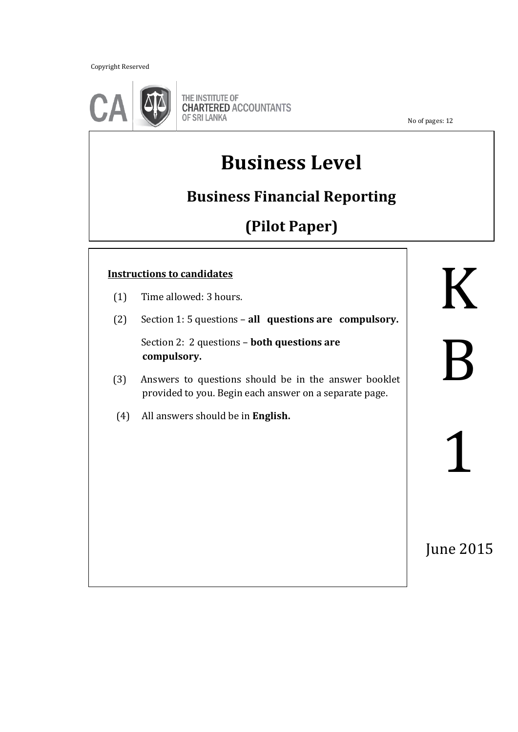Copyright Reserved

THE INSTITUTE OF CHARTERED ACCOUNTANTS OF SRI LANKA

No of pages: 12

# Business Level

## Business Financial Reporting

## (Pilot Paper)

**Instructions to candidates**

(1) Time allowed: 3 hours.

(2) Section 1: 5 questions – **all questions are compulsory.**

Section 2: 2 questions – **both questions are compulsory.**

(3) Answers to questions should be in the answer booklet provided to you. Begin each answer on a separate page.

(4) All answers should be in **English.**

KB1

June 2015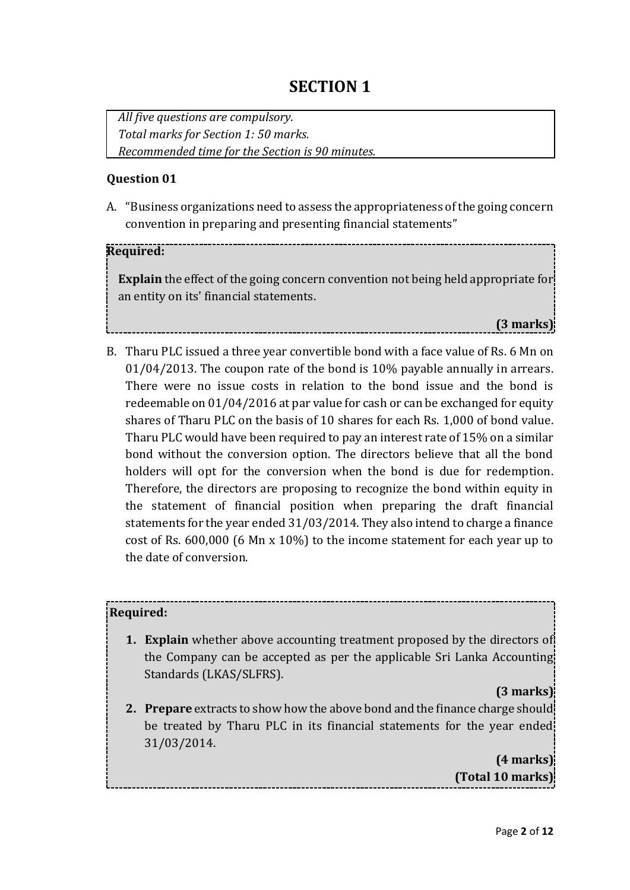# SECTION 1

*All five questions are compulsory.*
*Total marks for Section 1: 50 marks.*
*Recommended time for the Section is 90 minutes.*

**Question 01**

A. "Business organizations need to assess the appropriateness of the going concern convention in preparing and presenting financial statements"

**Required:**

**Explain** the effect of the going concern convention not being held appropriate for an entity on its' financial statements.

**(3 marks)**

B. Tharu PLC issued a three year convertible bond with a face value of Rs. 6 Mn on 01/04/2013. The coupon rate of the bond is 10% payable annually in arrears. There were no issue costs in relation to the bond issue and the bond is redeemable on 01/04/2016 at par value for cash or can be exchanged for equity shares of Tharu PLC on the basis of 10 shares for each Rs. 1,000 of bond value. Tharu PLC would have been required to pay an interest rate of 15% on a similar bond without the conversion option. The directors believe that all the bond holders will opt for the conversion when the bond is due for redemption. Therefore, the directors are proposing to recognize the bond within equity in the statement of financial position when preparing the draft financial statements for the year ended 31/03/2014. They also intend to charge a finance cost of Rs. 600,000 (6 Mn x 10%) to the income statement for each year up to the date of conversion.

**Required:**

1. **Explain** whether above accounting treatment proposed by the directors of the Company can be accepted as per the applicable Sri Lanka Accounting Standards (LKAS/SLFRS).

   **(3 marks)**

2. **Prepare** extracts to show how the above bond and the finance charge should be treated by Tharu PLC in its financial statements for the year ended 31/03/2014.

   **(4 marks)**
   **(Total 10 marks)**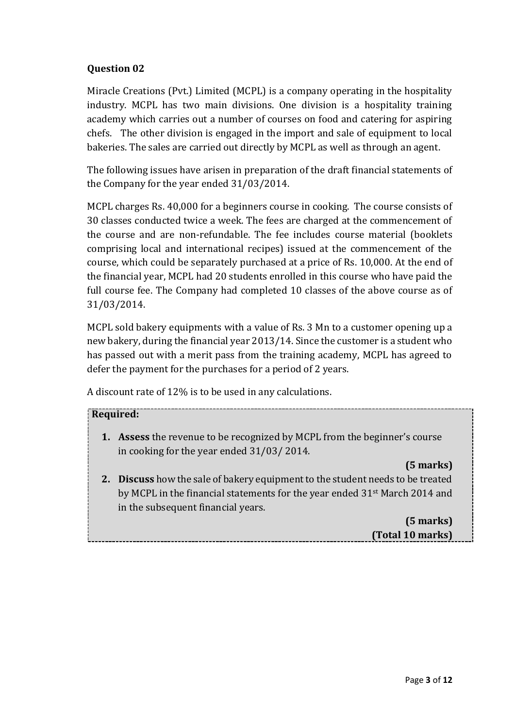## Question 02

Miracle Creations (Pvt.) Limited (MCPL) is a company operating in the hospitality industry. MCPL has two main divisions. One division is a hospitality training academy which carries out a number of courses on food and catering for aspiring chefs. The other division is engaged in the import and sale of equipment to local bakeries. The sales are carried out directly by MCPL as well as through an agent.

The following issues have arisen in preparation of the draft financial statements of the Company for the year ended 31/03/2014.

MCPL charges Rs. 40,000 for a beginners course in cooking. The course consists of 30 classes conducted twice a week. The fees are charged at the commencement of the course and are non-refundable. The fee includes course material (booklets comprising local and international recipes) issued at the commencement of the course, which could be separately purchased at a price of Rs. 10,000. At the end of the financial year, MCPL had 20 students enrolled in this course who have paid the full course fee. The Company had completed 10 classes of the above course as of 31/03/2014.

MCPL sold bakery equipments with a value of Rs. 3 Mn to a customer opening up a new bakery, during the financial year 2013/14. Since the customer is a student who has passed out with a merit pass from the training academy, MCPL has agreed to defer the payment for the purchases for a period of 2 years.

A discount rate of 12% is to be used in any calculations.

**Required:**

1. **Assess** the revenue to be recognized by MCPL from the beginner's course in cooking for the year ended 31/03/ 2014.

   **(5 marks)**

2. **Discuss** how the sale of bakery equipment to the student needs to be treated by MCPL in the financial statements for the year ended 31st March 2014 and in the subsequent financial years.

   **(5 marks)**

   **(Total 10 marks)**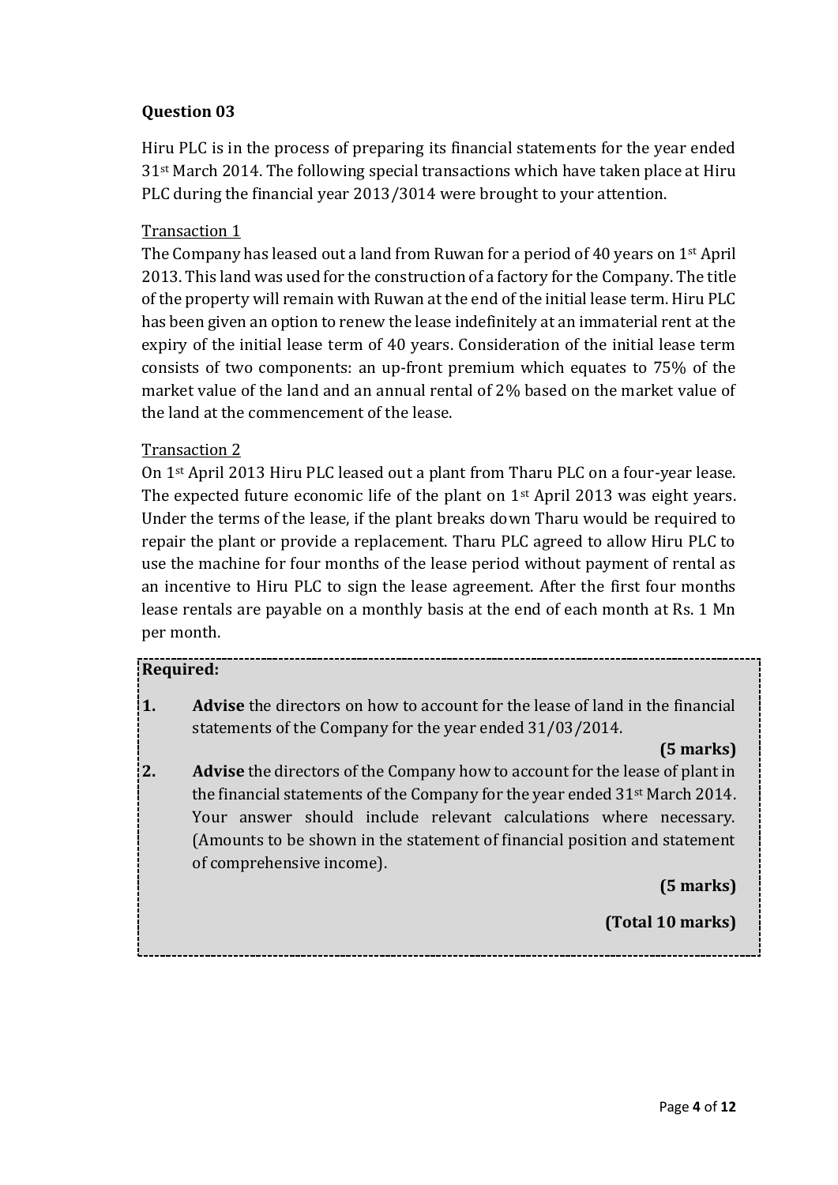**Question 03**

Hiru PLC is in the process of preparing its financial statements for the year ended 31st March 2014. The following special transactions which have taken place at Hiru PLC during the financial year 2013/3014 were brought to your attention.

Transaction 1

The Company has leased out a land from Ruwan for a period of 40 years on 1st April 2013. This land was used for the construction of a factory for the Company. The title of the property will remain with Ruwan at the end of the initial lease term. Hiru PLC has been given an option to renew the lease indefinitely at an immaterial rent at the expiry of the initial lease term of 40 years. Consideration of the initial lease term consists of two components: an up-front premium which equates to 75% of the market value of the land and an annual rental of 2% based on the market value of the land at the commencement of the lease.

Transaction 2

On 1st April 2013 Hiru PLC leased out a plant from Tharu PLC on a four-year lease. The expected future economic life of the plant on 1st April 2013 was eight years. Under the terms of the lease, if the plant breaks down Tharu would be required to repair the plant or provide a replacement. Tharu PLC agreed to allow Hiru PLC to use the machine for four months of the lease period without payment of rental as an incentive to Hiru PLC to sign the lease agreement. After the first four months lease rentals are payable on a monthly basis at the end of each month at Rs. 1 Mn per month.

**Required:**

1. **Advise** the directors on how to account for the lease of land in the financial statements of the Company for the year ended 31/03/2014.

   **(5 marks)**

2. **Advise** the directors of the Company how to account for the lease of plant in the financial statements of the Company for the year ended 31st March 2014. Your answer should include relevant calculations where necessary. (Amounts to be shown in the statement of financial position and statement of comprehensive income).

   **(5 marks)**

**(Total 10 marks)**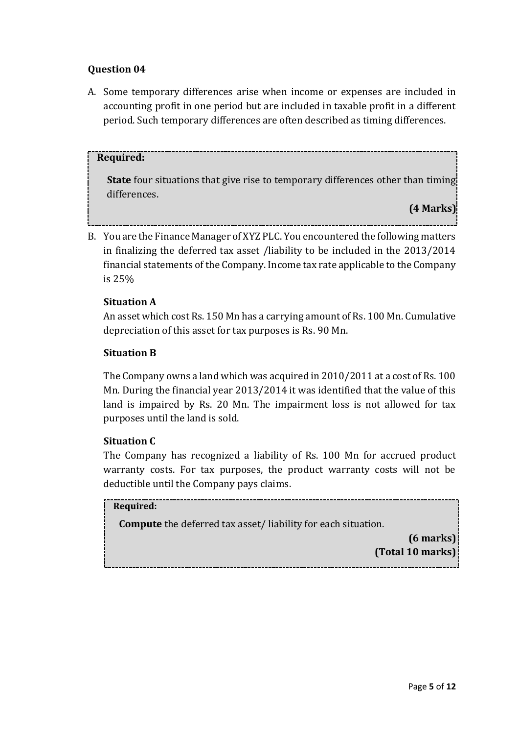## Question 04

A. Some temporary differences arise when income or expenses are included in accounting profit in one period but are included in taxable profit in a different period. Such temporary differences are often described as timing differences.

> **Required:**
>
> **State** four situations that give rise to temporary differences other than timing differences.
>
> **(4 Marks)**

B. You are the Finance Manager of XYZ PLC. You encountered the following matters in finalizing the deferred tax asset /liability to be included in the 2013/2014 financial statements of the Company. Income tax rate applicable to the Company is 25%

### Situation A

An asset which cost Rs. 150 Mn has a carrying amount of Rs. 100 Mn. Cumulative depreciation of this asset for tax purposes is Rs. 90 Mn.

### Situation B

The Company owns a land which was acquired in 2010/2011 at a cost of Rs. 100 Mn. During the financial year 2013/2014 it was identified that the value of this land is impaired by Rs. 20 Mn. The impairment loss is not allowed for tax purposes until the land is sold.

### Situation C

The Company has recognized a liability of Rs. 100 Mn for accrued product warranty costs. For tax purposes, the product warranty costs will not be deductible until the Company pays claims.

> **Required:**
>
> **Compute** the deferred tax asset/ liability for each situation.
>
> **(6 marks)**
> **(Total 10 marks)**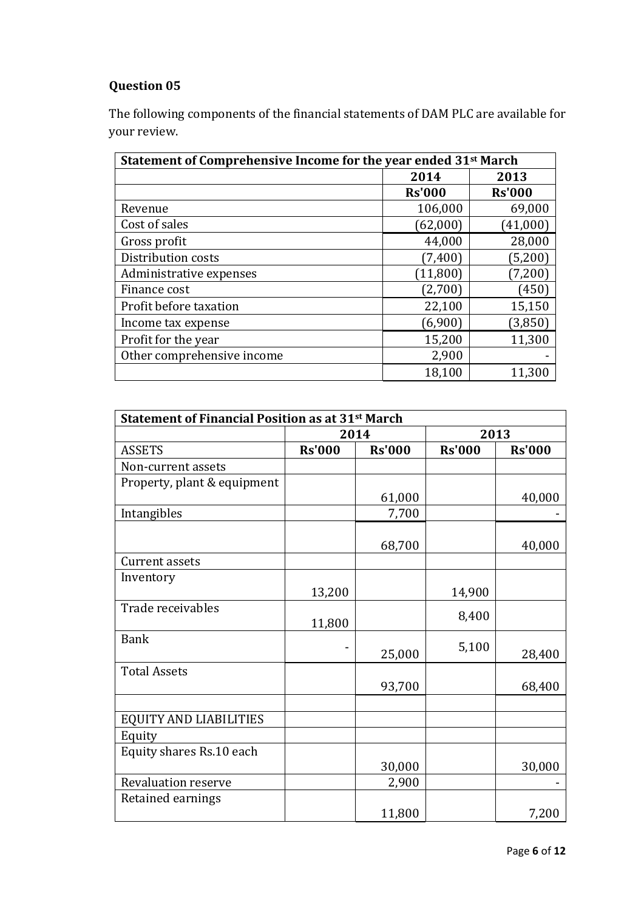## Question 05

The following components of the financial statements of DAM PLC are available for your review.

| Statement of Comprehensive Income for the year ended 31st March | | |
|---|---|---|
| | 2014 | 2013 |
| | Rs'000 | Rs'000 |
| Revenue | 106,000 | 69,000 |
| Cost of sales | (62,000) | (41,000) |
| Gross profit | 44,000 | 28,000 |
| Distribution costs | (7,400) | (5,200) |
| Administrative expenses | (11,800) | (7,200) |
| Finance cost | (2,700) | (450) |
| Profit before taxation | 22,100 | 15,150 |
| Income tax expense | (6,900) | (3,850) |
| Profit for the year | 15,200 | 11,300 |
| Other comprehensive income | 2,900 | - |
| | 18,100 | 11,300 |

| Statement of Financial Position as at 31st March | | | | |
|---|---|---|---|---|
| | 2014 | | 2013 | |
| ASSETS | Rs'000 | Rs'000 | Rs'000 | Rs'000 |
| Non-current assets | | | | |
| Property, plant & equipment | | 61,000 | | 40,000 |
| Intangibles | | 7,700 | | - |
| | | 68,700 | | 40,000 |
| Current assets | | | | |
| Inventory | 13,200 | | 14,900 | |
| Trade receivables | 11,800 | | 8,400 | |
| Bank | - | 25,000 | 5,100 | 28,400 |
| Total Assets | | 93,700 | | 68,400 |
| | | | | |
| EQUITY AND LIABILITIES | | | | |
| Equity | | | | |
| Equity shares Rs.10 each | | 30,000 | | 30,000 |
| Revaluation reserve | | 2,900 | | - |
| Retained earnings | | 11,800 | | 7,200 |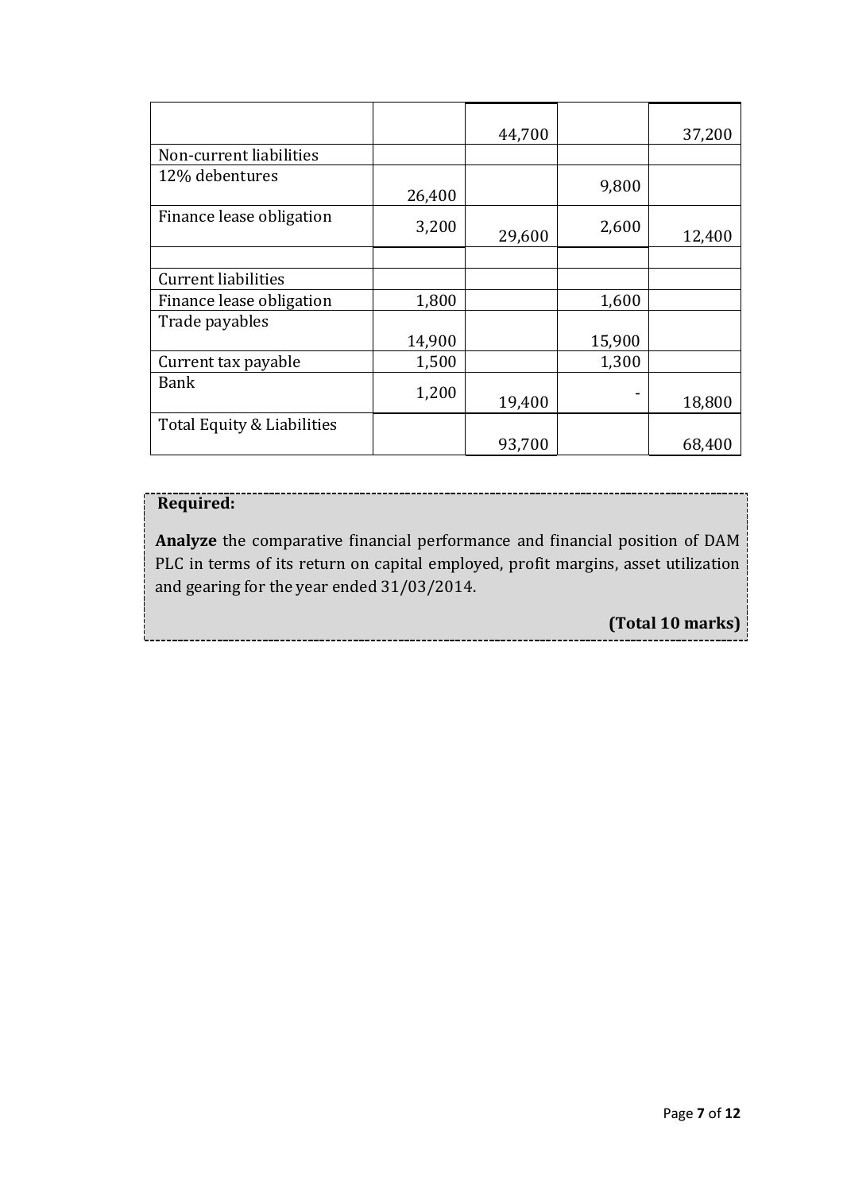| | | | | |
|---|---|---|---|---|
| | | 44,700 | | 37,200 |
| Non-current liabilities | | | | |
| 12% debentures | 26,400 | | 9,800 | |
| Finance lease obligation | 3,200 | 29,600 | 2,600 | 12,400 |
| | | | | |
| Current liabilities | | | | |
| Finance lease obligation | 1,800 | | 1,600 | |
| Trade payables | 14,900 | | 15,900 | |
| Current tax payable | 1,500 | | 1,300 | |
| Bank | 1,200 | 19,400 | - | 18,800 |
| Total Equity & Liabilities | | 93,700 | | 68,400 |

**Required:**

**Analyze** the comparative financial performance and financial position of DAM PLC in terms of its return on capital employed, profit margins, asset utilization and gearing for the year ended 31/03/2014.

**(Total 10 marks)**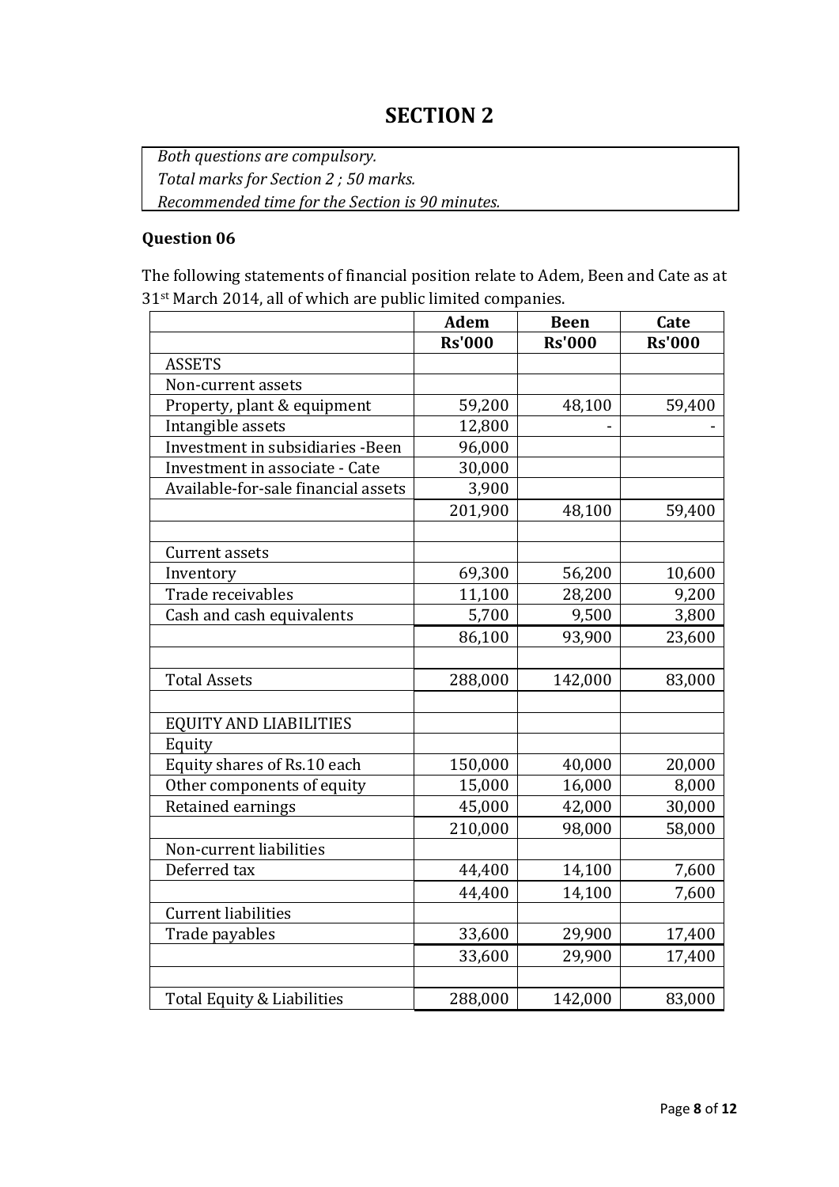# SECTION 2

*Both questions are compulsory.*
*Total marks for Section 2 ; 50 marks.*
*Recommended time for the Section is 90 minutes.*

### Question 06

The following statements of financial position relate to Adem, Been and Cate as at 31st March 2014, all of which are public limited companies.

| | Adem | Been | Cate |
|---|---|---|---|
| | **Rs'000** | **Rs'000** | **Rs'000** |
| ASSETS | | | |
| Non-current assets | | | |
| Property, plant & equipment | 59,200 | 48,100 | 59,400 |
| Intangible assets | 12,800 | - | - |
| Investment in subsidiaries -Been | 96,000 | | |
| Investment in associate - Cate | 30,000 | | |
| Available-for-sale financial assets | 3,900 | | |
| | 201,900 | 48,100 | 59,400 |
| | | | |
| Current assets | | | |
| Inventory | 69,300 | 56,200 | 10,600 |
| Trade receivables | 11,100 | 28,200 | 9,200 |
| Cash and cash equivalents | 5,700 | 9,500 | 3,800 |
| | 86,100 | 93,900 | 23,600 |
| | | | |
| Total Assets | 288,000 | 142,000 | 83,000 |
| | | | |
| EQUITY AND LIABILITIES | | | |
| Equity | | | |
| Equity shares of Rs.10 each | 150,000 | 40,000 | 20,000 |
| Other components of equity | 15,000 | 16,000 | 8,000 |
| Retained earnings | 45,000 | 42,000 | 30,000 |
| | 210,000 | 98,000 | 58,000 |
| Non-current liabilities | | | |
| Deferred tax | 44,400 | 14,100 | 7,600 |
| | 44,400 | 14,100 | 7,600 |
| Current liabilities | | | |
| Trade payables | 33,600 | 29,900 | 17,400 |
| | 33,600 | 29,900 | 17,400 |
| | | | |
| Total Equity & Liabilities | 288,000 | 142,000 | 83,000 |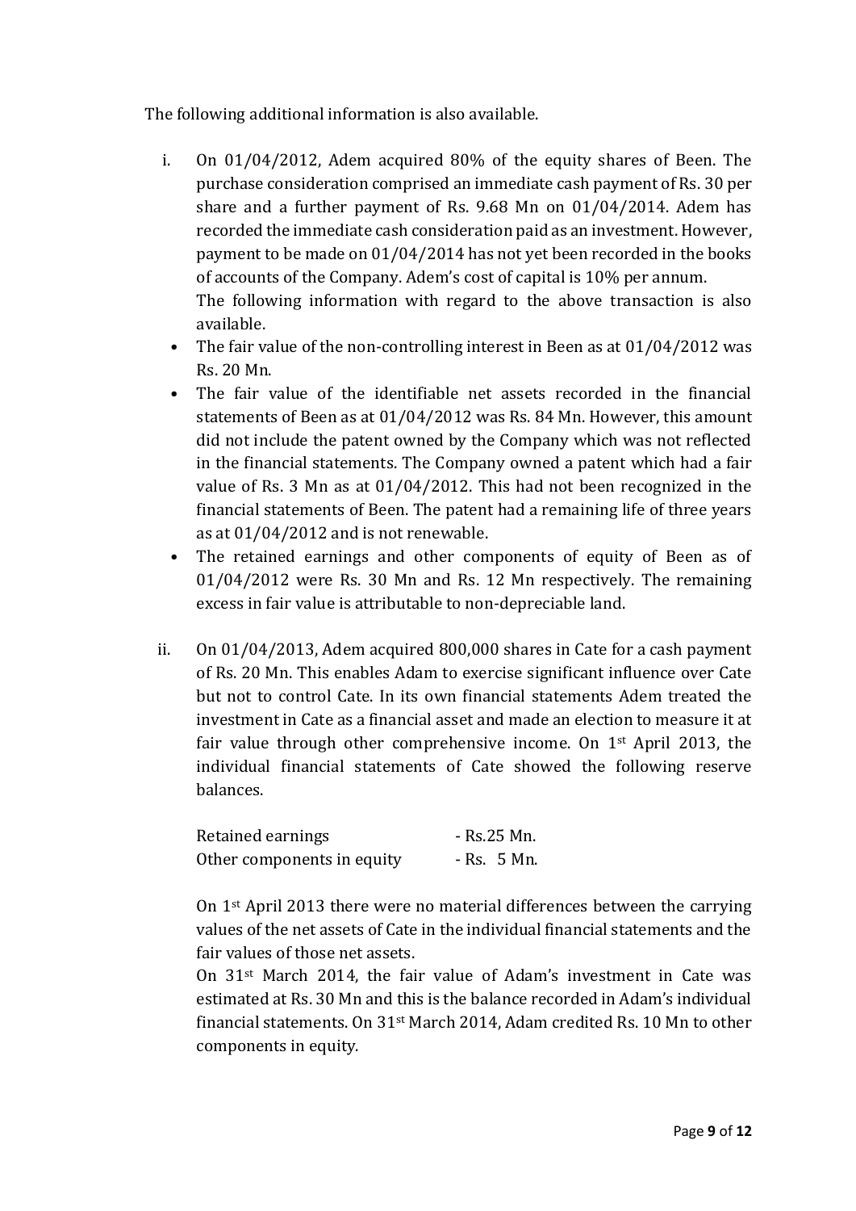The following additional information is also available.

i. On 01/04/2012, Adem acquired 80% of the equity shares of Been. The purchase consideration comprised an immediate cash payment of Rs. 30 per share and a further payment of Rs. 9.68 Mn on 01/04/2014. Adem has recorded the immediate cash consideration paid as an investment. However, payment to be made on 01/04/2014 has not yet been recorded in the books of accounts of the Company. Adem's cost of capital is 10% per annum.
   The following information with regard to the above transaction is also available.
   - The fair value of the non-controlling interest in Been as at 01/04/2012 was Rs. 20 Mn.
   - The fair value of the identifiable net assets recorded in the financial statements of Been as at 01/04/2012 was Rs. 84 Mn. However, this amount did not include the patent owned by the Company which was not reflected in the financial statements. The Company owned a patent which had a fair value of Rs. 3 Mn as at 01/04/2012. This had not been recognized in the financial statements of Been. The patent had a remaining life of three years as at 01/04/2012 and is not renewable.
   - The retained earnings and other components of equity of Been as of 01/04/2012 were Rs. 30 Mn and Rs. 12 Mn respectively. The remaining excess in fair value is attributable to non-depreciable land.

ii. On 01/04/2013, Adem acquired 800,000 shares in Cate for a cash payment of Rs. 20 Mn. This enables Adam to exercise significant influence over Cate but not to control Cate. In its own financial statements Adem treated the investment in Cate as a financial asset and made an election to measure it at fair value through other comprehensive income. On 1st April 2013, the individual financial statements of Cate showed the following reserve balances.

   | | |
   |---|---|
   | Retained earnings | - Rs.25 Mn. |
   | Other components in equity | - Rs. 5 Mn. |

   On 1st April 2013 there were no material differences between the carrying values of the net assets of Cate in the individual financial statements and the fair values of those net assets.
   On 31st March 2014, the fair value of Adam's investment in Cate was estimated at Rs. 30 Mn and this is the balance recorded in Adam's individual financial statements. On 31st March 2014, Adam credited Rs. 10 Mn to other components in equity.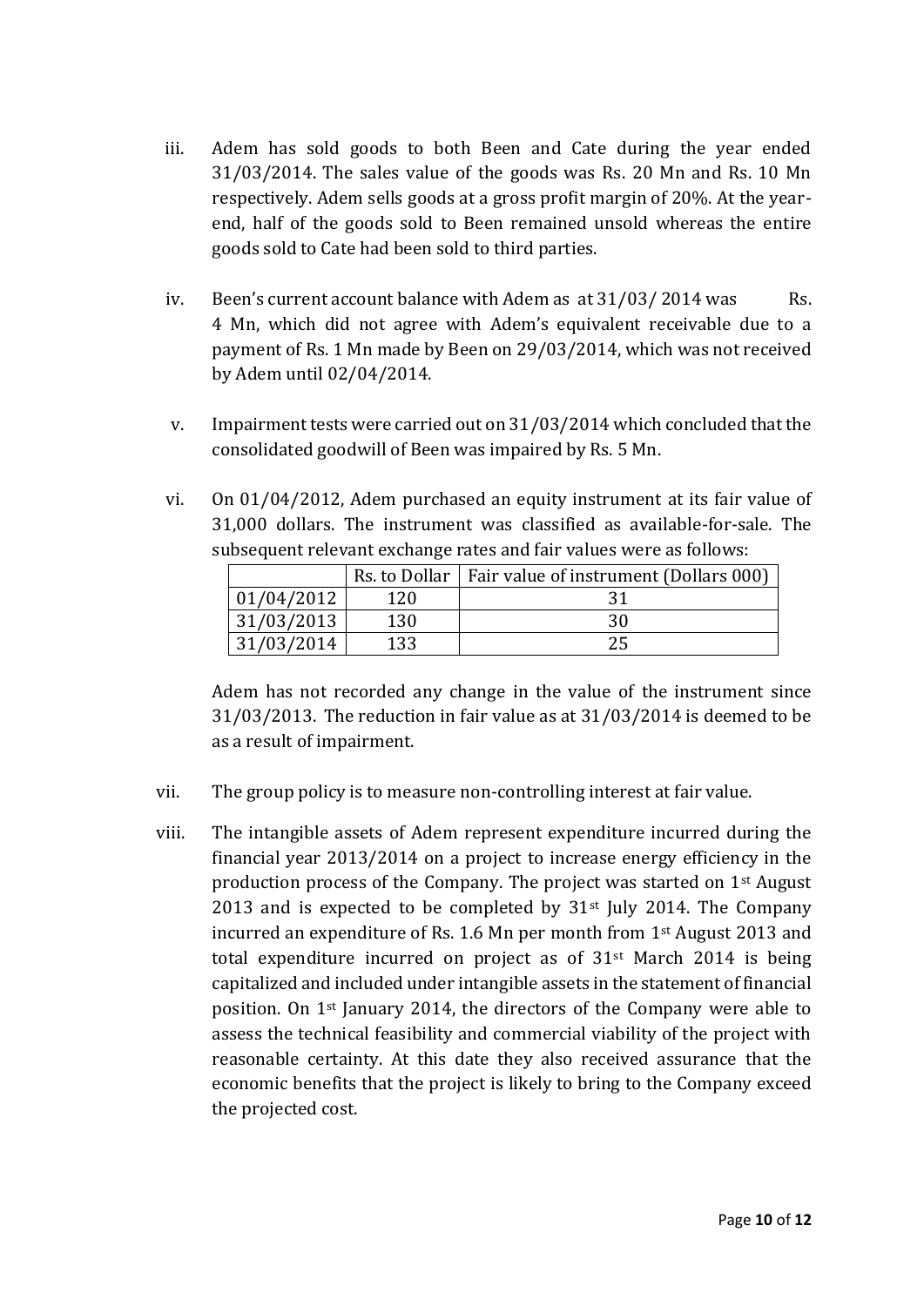iii. Adem has sold goods to both Been and Cate during the year ended 31/03/2014. The sales value of the goods was Rs. 20 Mn and Rs. 10 Mn respectively. Adem sells goods at a gross profit margin of 20%. At the year-end, half of the goods sold to Been remained unsold whereas the entire goods sold to Cate had been sold to third parties.

iv. Been's current account balance with Adem as at 31/03/ 2014 was Rs. 4 Mn, which did not agree with Adem's equivalent receivable due to a payment of Rs. 1 Mn made by Been on 29/03/2014, which was not received by Adem until 02/04/2014.

v. Impairment tests were carried out on 31/03/2014 which concluded that the consolidated goodwill of Been was impaired by Rs. 5 Mn.

vi. On 01/04/2012, Adem purchased an equity instrument at its fair value of 31,000 dollars. The instrument was classified as available-for-sale. The subsequent relevant exchange rates and fair values were as follows:

| | Rs. to Dollar | Fair value of instrument (Dollars 000) |
|---|---|---|
| 01/04/2012 | 120 | 31 |
| 31/03/2013 | 130 | 30 |
| 31/03/2014 | 133 | 25 |

Adem has not recorded any change in the value of the instrument since 31/03/2013. The reduction in fair value as at 31/03/2014 is deemed to be as a result of impairment.

vii. The group policy is to measure non-controlling interest at fair value.

viii. The intangible assets of Adem represent expenditure incurred during the financial year 2013/2014 on a project to increase energy efficiency in the production process of the Company. The project was started on 1st August 2013 and is expected to be completed by 31st July 2014. The Company incurred an expenditure of Rs. 1.6 Mn per month from 1st August 2013 and total expenditure incurred on project as of 31st March 2014 is being capitalized and included under intangible assets in the statement of financial position. On 1st January 2014, the directors of the Company were able to assess the technical feasibility and commercial viability of the project with reasonable certainty. At this date they also received assurance that the economic benefits that the project is likely to bring to the Company exceed the projected cost.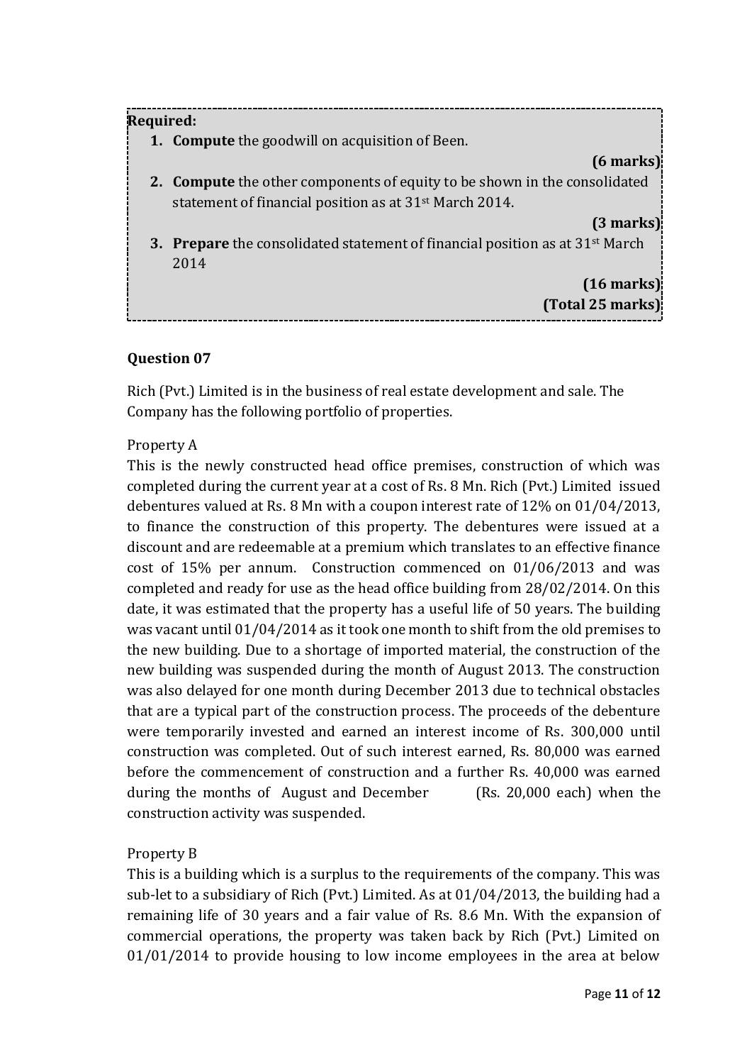**Required:**

1. **Compute** the goodwill on acquisition of Been.

   **(6 marks)**

2. **Compute** the other components of equity to be shown in the consolidated statement of financial position as at 31st March 2014.

   **(3 marks)**

3. **Prepare** the consolidated statement of financial position as at 31st March 2014

   **(16 marks)**

**(Total 25 marks)**

**Question 07**

Rich (Pvt.) Limited is in the business of real estate development and sale. The Company has the following portfolio of properties.

Property A

This is the newly constructed head office premises, construction of which was completed during the current year at a cost of Rs. 8 Mn. Rich (Pvt.) Limited issued debentures valued at Rs. 8 Mn with a coupon interest rate of 12% on 01/04/2013, to finance the construction of this property. The debentures were issued at a discount and are redeemable at a premium which translates to an effective finance cost of 15% per annum. Construction commenced on 01/06/2013 and was completed and ready for use as the head office building from 28/02/2014. On this date, it was estimated that the property has a useful life of 50 years. The building was vacant until 01/04/2014 as it took one month to shift from the old premises to the new building. Due to a shortage of imported material, the construction of the new building was suspended during the month of August 2013. The construction was also delayed for one month during December 2013 due to technical obstacles that are a typical part of the construction process. The proceeds of the debenture were temporarily invested and earned an interest income of Rs. 300,000 until construction was completed. Out of such interest earned, Rs. 80,000 was earned before the commencement of construction and a further Rs. 40,000 was earned during the months of August and December (Rs. 20,000 each) when the construction activity was suspended.

Property B

This is a building which is a surplus to the requirements of the company. This was sub-let to a subsidiary of Rich (Pvt.) Limited. As at 01/04/2013, the building had a remaining life of 30 years and a fair value of Rs. 8.6 Mn. With the expansion of commercial operations, the property was taken back by Rich (Pvt.) Limited on 01/01/2014 to provide housing to low income employees in the area at below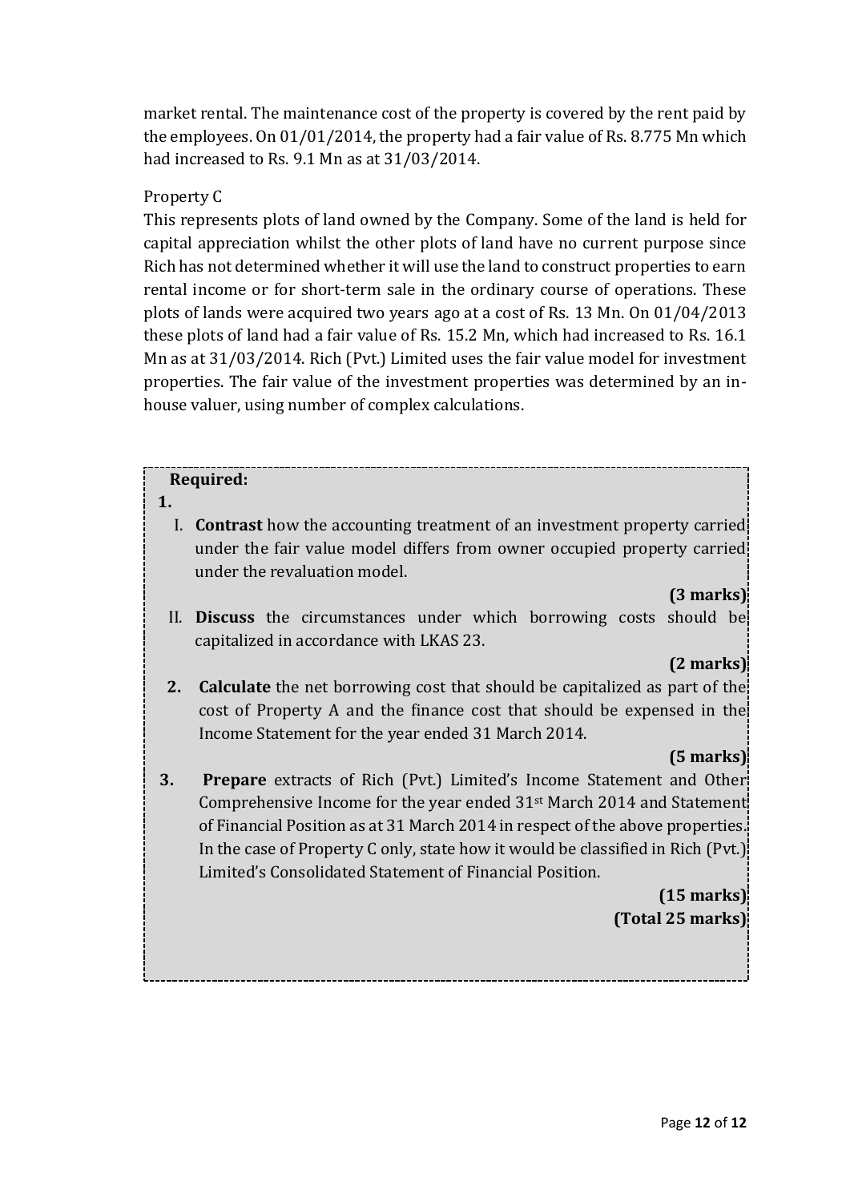market rental. The maintenance cost of the property is covered by the rent paid by the employees. On 01/01/2014, the property had a fair value of Rs. 8.775 Mn which had increased to Rs. 9.1 Mn as at 31/03/2014.

Property C

This represents plots of land owned by the Company. Some of the land is held for capital appreciation whilst the other plots of land have no current purpose since Rich has not determined whether it will use the land to construct properties to earn rental income or for short-term sale in the ordinary course of operations. These plots of lands were acquired two years ago at a cost of Rs. 13 Mn. On 01/04/2013 these plots of land had a fair value of Rs. 15.2 Mn, which had increased to Rs. 16.1 Mn as at 31/03/2014. Rich (Pvt.) Limited uses the fair value model for investment properties. The fair value of the investment properties was determined by an in-house valuer, using number of complex calculations.

**Required:**

**1.**

I. **Contrast** how the accounting treatment of an investment property carried under the fair value model differs from owner occupied property carried under the revaluation model.

**(3 marks)**

II. **Discuss** the circumstances under which borrowing costs should be capitalized in accordance with LKAS 23.

**(2 marks)**

**2.** **Calculate** the net borrowing cost that should be capitalized as part of the cost of Property A and the finance cost that should be expensed in the Income Statement for the year ended 31 March 2014.

**(5 marks)**

**3.** **Prepare** extracts of Rich (Pvt.) Limited's Income Statement and Other Comprehensive Income for the year ended 31st March 2014 and Statement of Financial Position as at 31 March 2014 in respect of the above properties. In the case of Property C only, state how it would be classified in Rich (Pvt.) Limited's Consolidated Statement of Financial Position.

**(15 marks)**

**(Total 25 marks)**